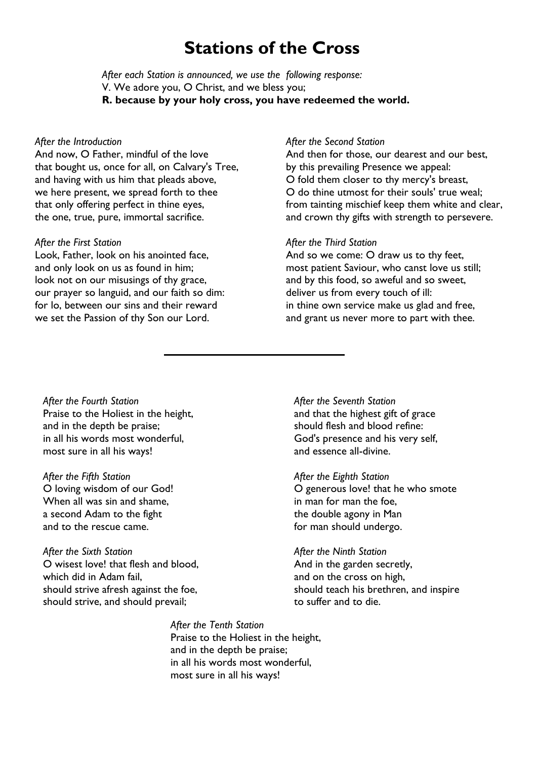# Stations of the Cross

*After each Station is announced, we use the following response:*
V. We adore you, O Christ, and we bless you;
**R. because by your holy cross, you have redeemed the world.**

*After the Introduction*
And now, O Father, mindful of the love
that bought us, once for all, on Calvary's Tree,
and having with us him that pleads above,
we here present, we spread forth to thee
that only offering perfect in thine eyes,
the one, true, pure, immortal sacrifice.

*After the First Station*
Look, Father, look on his anointed face,
and only look on us as found in him;
look not on our misusings of thy grace,
our prayer so languid, and our faith so dim:
for lo, between our sins and their reward
we set the Passion of thy Son our Lord.

*After the Second Station*
And then for those, our dearest and our best,
by this prevailing Presence we appeal:
O fold them closer to thy mercy's breast,
O do thine utmost for their souls' true weal;
from tainting mischief keep them white and clear,
and crown thy gifts with strength to persevere.

*After the Third Station*
And so we come: O draw us to thy feet,
most patient Saviour, who canst love us still;
and by this food, so aweful and so sweet,
deliver us from every touch of ill:
in thine own service make us glad and free,
and grant us never more to part with thee.

---

*After the Fourth Station*
Praise to the Holiest in the height,
and in the depth be praise;
in all his words most wonderful,
most sure in all his ways!

*After the Fifth Station*
O loving wisdom of our God!
When all was sin and shame,
a second Adam to the fight
and to the rescue came.

*After the Sixth Station*
O wisest love! that flesh and blood,
which did in Adam fail,
should strive afresh against the foe,
should strive, and should prevail;

*After the Seventh Station*
and that the highest gift of grace
should flesh and blood refine:
God's presence and his very self,
and essence all-divine.

*After the Eighth Station*
O generous love! that he who smote
in man for man the foe,
the double agony in Man
for man should undergo.

*After the Ninth Station*
And in the garden secretly,
and on the cross on high,
should teach his brethren, and inspire
to suffer and to die.

*After the Tenth Station*
Praise to the Holiest in the height,
and in the depth be praise;
in all his words most wonderful,
most sure in all his ways!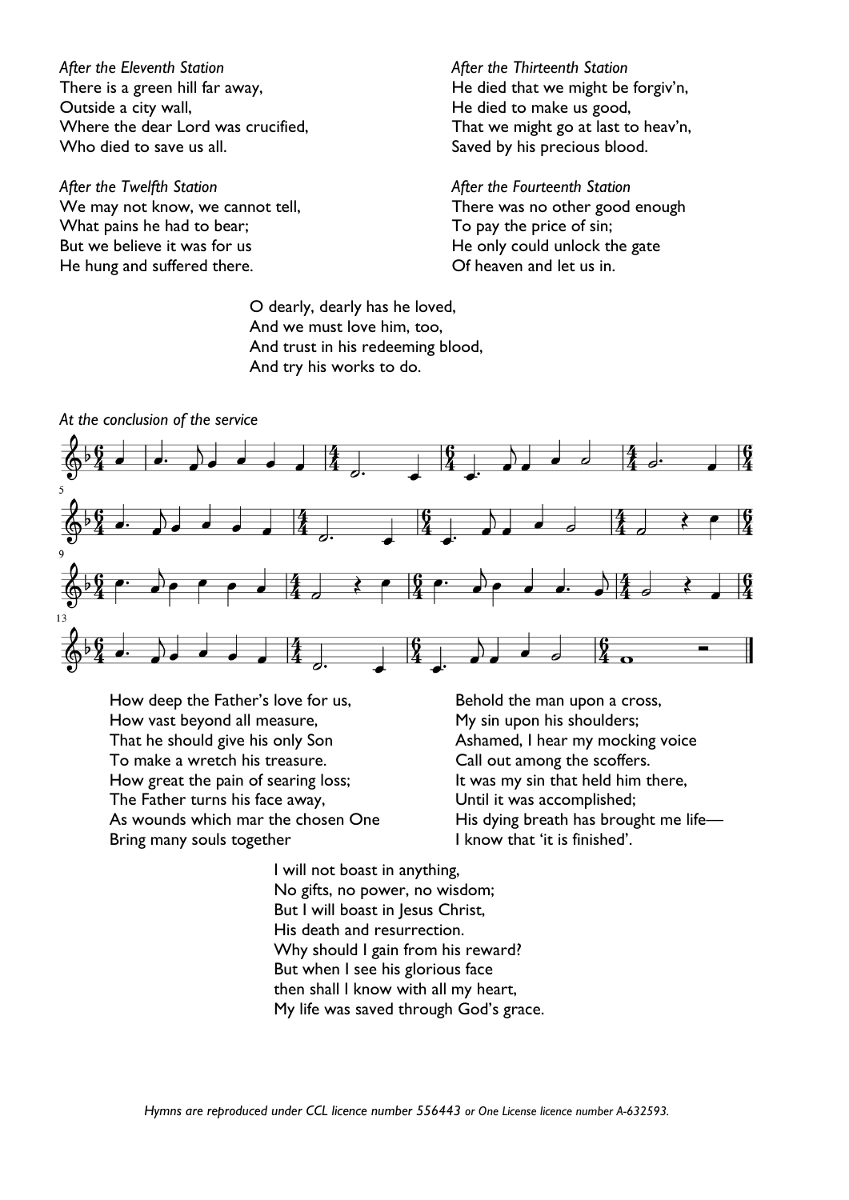*After the Eleventh Station*
There is a green hill far away,
Outside a city wall,
Where the dear Lord was crucified,
Who died to save us all.

*After the Twelfth Station*
We may not know, we cannot tell,
What pains he had to bear;
But we believe it was for us
He hung and suffered there.

*After the Thirteenth Station*
He died that we might be forgiv'n,
He died to make us good,
That we might go at last to heav'n,
Saved by his precious blood.

*After the Fourteenth Station*
There was no other good enough
To pay the price of sin;
He only could unlock the gate
Of heaven and let us in.

O dearly, dearly has he loved,
And we must love him, too,
And trust in his redeeming blood,
And try his works to do.

*At the conclusion of the service*

5

9

13

How deep the Father's love for us,
How vast beyond all measure,
That he should give his only Son
To make a wretch his treasure.
How great the pain of searing loss;
The Father turns his face away,
As wounds which mar the chosen One
Bring many souls together

Behold the man upon a cross,
My sin upon his shoulders;
Ashamed, I hear my mocking voice
Call out among the scoffers.
It was my sin that held him there,
Until it was accomplished;
His dying breath has brought me life—
I know that 'it is finished'.

I will not boast in anything,
No gifts, no power, no wisdom;
But I will boast in Jesus Christ,
His death and resurrection.
Why should I gain from his reward?
But when I see his glorious face
then shall I know with all my heart,
My life was saved through God's grace.

*Hymns are reproduced under CCL licence number 556443 or One License licence number A-632593.*